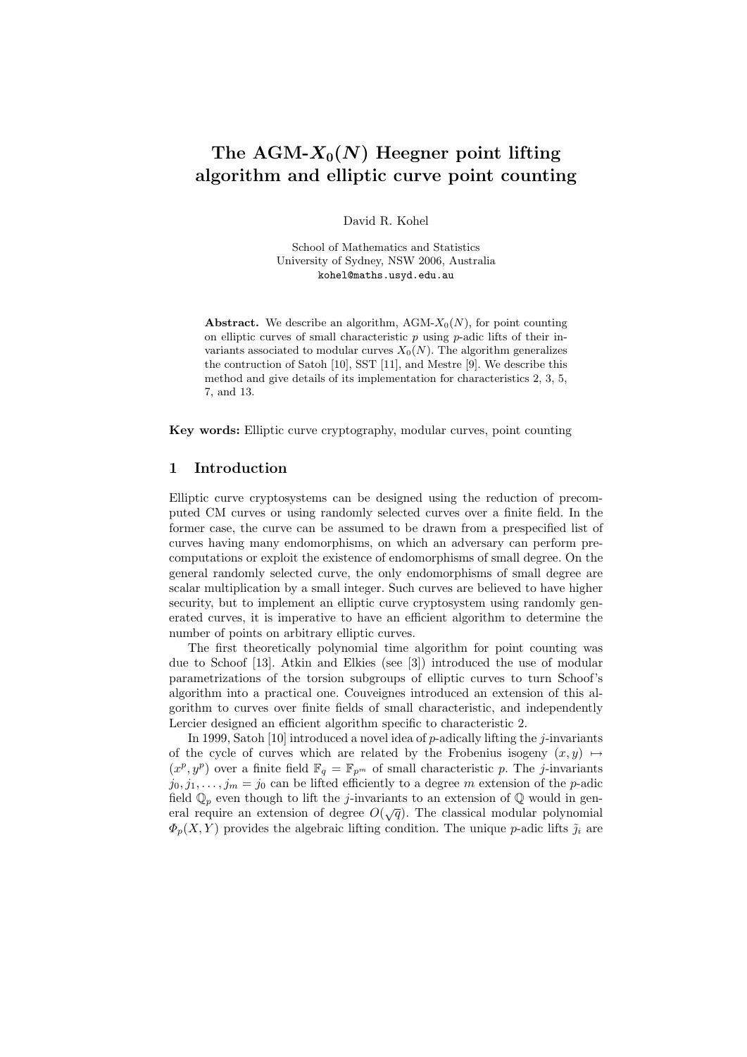# The AGM-$X_0(N)$ Heegner point lifting algorithm and elliptic curve point counting

David R. Kohel

School of Mathematics and Statistics
University of Sydney, NSW 2006, Australia
kohel@maths.usyd.edu.au

**Abstract.** We describe an algorithm, AGM-$X_0(N)$, for point counting on elliptic curves of small characteristic $p$ using $p$-adic lifts of their invariants associated to modular curves $X_0(N)$. The algorithm generalizes the contruction of Satoh [10], SST [11], and Mestre [9]. We describe this method and give details of its implementation for characteristics 2, 3, 5, 7, and 13.

**Key words:** Elliptic curve cryptography, modular curves, point counting

## 1 Introduction

Elliptic curve cryptosystems can be designed using the reduction of precomputed CM curves or using randomly selected curves over a finite field. In the former case, the curve can be assumed to be drawn from a prespecified list of curves having many endomorphisms, on which an adversary can perform precomputations or exploit the existence of endomorphisms of small degree. On the general randomly selected curve, the only endomorphisms of small degree are scalar multiplication by a small integer. Such curves are believed to have higher security, but to implement an elliptic curve cryptosystem using randomly generated curves, it is imperative to have an efficient algorithm to determine the number of points on arbitrary elliptic curves.

The first theoretically polynomial time algorithm for point counting was due to Schoof [13]. Atkin and Elkies (see [3]) introduced the use of modular parametrizations of the torsion subgroups of elliptic curves to turn Schoof's algorithm into a practical one. Couveignes introduced an extension of this algorithm to curves over finite fields of small characteristic, and independently Lercier designed an efficient algorithm specific to characteristic 2.

In 1999, Satoh [10] introduced a novel idea of $p$-adically lifting the $j$-invariants of the cycle of curves which are related by the Frobenius isogeny $(x, y) \mapsto (x^p, y^p)$ over a finite field $\mathbb{F}_q = \mathbb{F}_{p^m}$ of small characteristic $p$. The $j$-invariants $j_0, j_1, \ldots, j_m = j_0$ can be lifted efficiently to a degree $m$ extension of the $p$-adic field $\mathbb{Q}_p$ even though to lift the $j$-invariants to an extension of $\mathbb{Q}$ would in general require an extension of degree $O(\sqrt{q})$. The classical modular polynomial $\Phi_p(X, Y)$ provides the algebraic lifting condition. The unique $p$-adic lifts $\tilde{j}_i$ are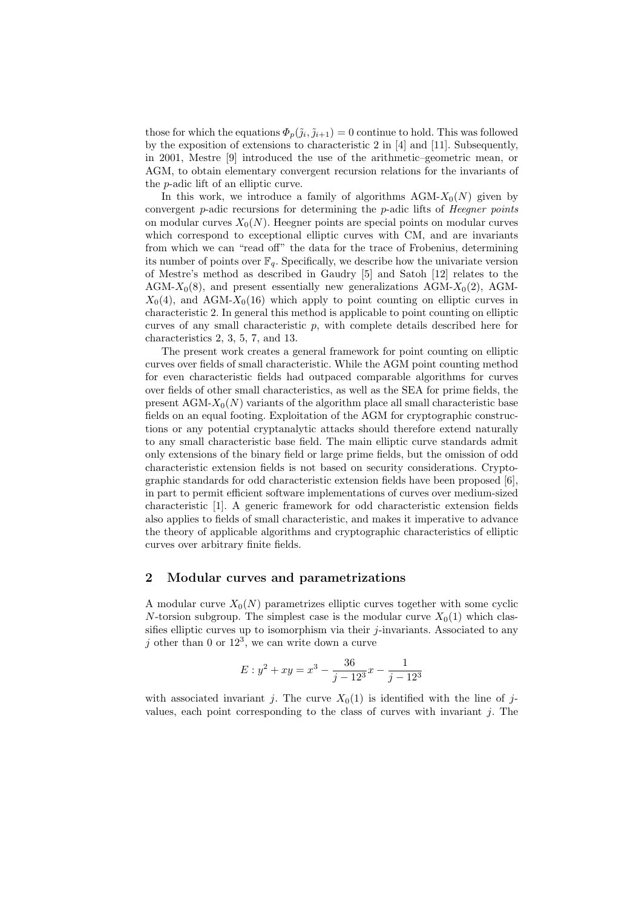those for which the equations $\Phi_p(\tilde{j}_i, \tilde{j}_{i+1}) = 0$ continue to hold. This was followed by the exposition of extensions to characteristic 2 in [4] and [11]. Subsequently, in 2001, Mestre [9] introduced the use of the arithmetic–geometric mean, or AGM, to obtain elementary convergent recursion relations for the invariants of the $p$-adic lift of an elliptic curve.

In this work, we introduce a family of algorithms AGM-$X_0(N)$ given by convergent $p$-adic recursions for determining the $p$-adic lifts of *Heegner points* on modular curves $X_0(N)$. Heegner points are special points on modular curves which correspond to exceptional elliptic curves with CM, and are invariants from which we can "read off" the data for the trace of Frobenius, determining its number of points over $\mathbb{F}_q$. Specifically, we describe how the univariate version of Mestre's method as described in Gaudry [5] and Satoh [12] relates to the AGM-$X_0(8)$, and present essentially new generalizations AGM-$X_0(2)$, AGM-$X_0(4)$, and AGM-$X_0(16)$ which apply to point counting on elliptic curves in characteristic 2. In general this method is applicable to point counting on elliptic curves of any small characteristic $p$, with complete details described here for characteristics 2, 3, 5, 7, and 13.

The present work creates a general framework for point counting on elliptic curves over fields of small characteristic. While the AGM point counting method for even characteristic fields had outpaced comparable algorithms for curves over fields of other small characteristics, as well as the SEA for prime fields, the present AGM-$X_0(N)$ variants of the algorithm place all small characteristic base fields on an equal footing. Exploitation of the AGM for cryptographic constructions or any potential cryptanalytic attacks should therefore extend naturally to any small characteristic base field. The main elliptic curve standards admit only extensions of the binary field or large prime fields, but the omission of odd characteristic extension fields is not based on security considerations. Cryptographic standards for odd characteristic extension fields have been proposed [6], in part to permit efficient software implementations of curves over medium-sized characteristic [1]. A generic framework for odd characteristic extension fields also applies to fields of small characteristic, and makes it imperative to advance the theory of applicable algorithms and cryptographic characteristics of elliptic curves over arbitrary finite fields.

## 2 Modular curves and parametrizations

A modular curve $X_0(N)$ parametrizes elliptic curves together with some cyclic $N$-torsion subgroup. The simplest case is the modular curve $X_0(1)$ which classifies elliptic curves up to isomorphism via their $j$-invariants. Associated to any $j$ other than 0 or $12^3$, we can write down a curve

$$E : y^2 + xy = x^3 - \frac{36}{j - 12^3}x - \frac{1}{j - 12^3}$$

with associated invariant $j$. The curve $X_0(1)$ is identified with the line of $j$-values, each point corresponding to the class of curves with invariant $j$. The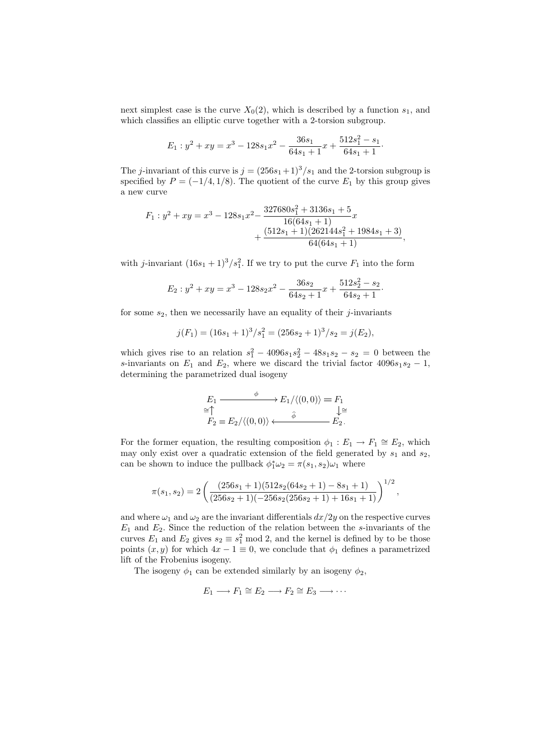next simplest case is the curve $X_0(2)$, which is described by a function $s_1$, and which classifies an elliptic curve together with a 2-torsion subgroup.

$$E_1 : y^2 + xy = x^3 - 128s_1x^2 - \frac{36s_1}{64s_1+1}x + \frac{512s_1^2 - s_1}{64s_1+1}.$$

The $j$-invariant of this curve is $j = (256s_1+1)^3/s_1$ and the 2-torsion subgroup is specified by $P = (-1/4, 1/8)$. The quotient of the curve $E_1$ by this group gives a new curve

$$F_1 : y^2 + xy = x^3 - 128s_1x^2 - \frac{327680s_1^2 + 3136s_1 + 5}{16(64s_1+1)}x + \frac{(512s_1+1)(262144s_1^2 + 1984s_1 + 3)}{64(64s_1+1)},$$

with $j$-invariant $(16s_1+1)^3/s_1^2$. If we try to put the curve $F_1$ into the form

$$E_2 : y^2 + xy = x^3 - 128s_2x^2 - \frac{36s_2}{64s_2+1}x + \frac{512s_2^2 - s_2}{64s_2+1}.$$

for some $s_2$, then we necessarily have an equality of their $j$-invariants

$$j(F_1) = (16s_1+1)^3/s_1^2 = (256s_2+1)^3/s_2 = j(E_2),$$

which gives rise to an relation $s_1^2 - 4096s_1s_2^2 - 48s_1s_2 - s_2 = 0$ between the $s$-invariants on $E_1$ and $E_2$, where we discard the trivial factor $4096s_1s_2 - 1$, determining the parametrized dual isogeny

$$\begin{array}{ccc} E_1 & \xrightarrow{\quad\phi\quad} & E_1/\langle(0,0)\rangle = F_1 \\ \cong\uparrow & & \downarrow\cong \\ F_2 = E_2/\langle(0,0)\rangle & \xleftarrow{\quad\widehat{\phi}\quad} & E_2. \end{array}$$

For the former equation, the resulting composition $\phi_1 : E_1 \to F_1 \cong E_2$, which may only exist over a quadratic extension of the field generated by $s_1$ and $s_2$, can be shown to induce the pullback $\phi_1^*\omega_2 = \pi(s_1, s_2)\omega_1$ where

$$\pi(s_1, s_2) = 2\left(\frac{(256s_1+1)(512s_2(64s_2+1) - 8s_1 + 1)}{(256s_2+1)(-256s_2(256s_2+1) + 16s_1 + 1)}\right)^{1/2},$$

and where $\omega_1$ and $\omega_2$ are the invariant differentials $dx/2y$ on the respective curves $E_1$ and $E_2$. Since the reduction of the relation between the $s$-invariants of the curves $E_1$ and $E_2$ gives $s_2 \equiv s_1^2 \bmod 2$, and the kernel is defined by to be those points $(x, y)$ for which $4x - 1 \equiv 0$, we conclude that $\phi_1$ defines a parametrized lift of the Frobenius isogeny.

The isogeny $\phi_1$ can be extended similarly by an isogeny $\phi_2$,

$$E_1 \longrightarrow F_1 \cong E_2 \longrightarrow F_2 \cong E_3 \longrightarrow \cdots$$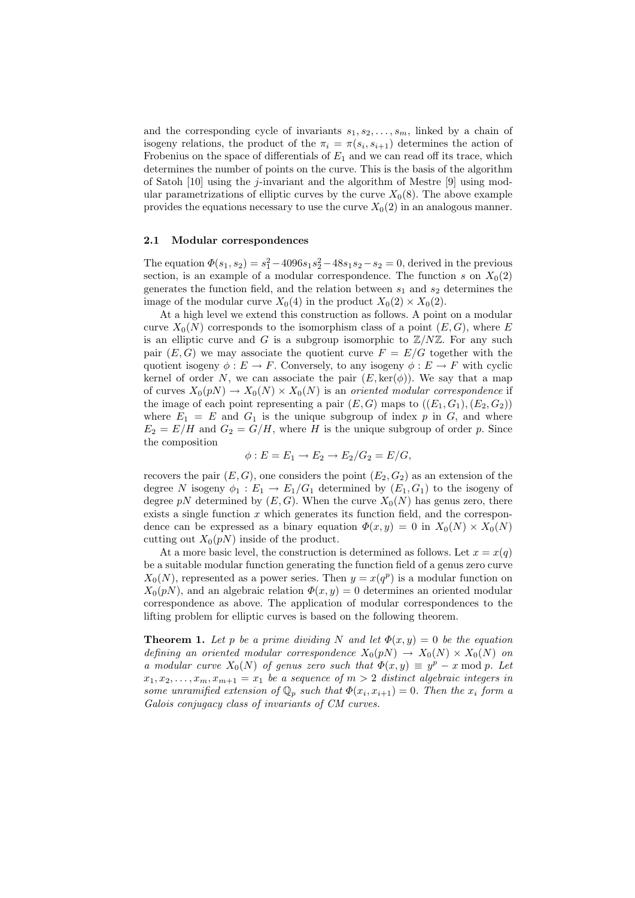and the corresponding cycle of invariants $s_1, s_2, \ldots, s_m$, linked by a chain of isogeny relations, the product of the $\pi_i = \pi(s_i, s_{i+1})$ determines the action of Frobenius on the space of differentials of $E_1$ and we can read off its trace, which determines the number of points on the curve. This is the basis of the algorithm of Satoh [10] using the $j$-invariant and the algorithm of Mestre [9] using modular parametrizations of elliptic curves by the curve $X_0(8)$. The above example provides the equations necessary to use the curve $X_0(2)$ in an analogous manner.

### 2.1 Modular correspondences

The equation $\Phi(s_1, s_2) = s_1^2 - 4096 s_1 s_2^2 - 48 s_1 s_2 - s_2 = 0$, derived in the previous section, is an example of a modular correspondence. The function $s$ on $X_0(2)$ generates the function field, and the relation between $s_1$ and $s_2$ determines the image of the modular curve $X_0(4)$ in the product $X_0(2) \times X_0(2)$.

At a high level we extend this construction as follows. A point on a modular curve $X_0(N)$ corresponds to the isomorphism class of a point $(E, G)$, where $E$ is an elliptic curve and $G$ is a subgroup isomorphic to $\mathbb{Z}/N\mathbb{Z}$. For any such pair $(E, G)$ we may associate the quotient curve $F = E/G$ together with the quotient isogeny $\phi : E \to F$. Conversely, to any isogeny $\phi : E \to F$ with cyclic kernel of order $N$, we can associate the pair $(E, \ker(\phi))$. We say that a map of curves $X_0(pN) \to X_0(N) \times X_0(N)$ is an *oriented modular correspondence* if the image of each point representing a pair $(E, G)$ maps to $((E_1, G_1), (E_2, G_2))$ where $E_1 = E$ and $G_1$ is the unique subgroup of index $p$ in $G$, and where $E_2 = E/H$ and $G_2 = G/H$, where $H$ is the unique subgroup of order $p$. Since the composition

$$\phi : E = E_1 \to E_2 \to E_2/G_2 = E/G,$$

recovers the pair $(E, G)$, one considers the point $(E_2, G_2)$ as an extension of the degree $N$ isogeny $\phi_1 : E_1 \to E_1/G_1$ determined by $(E_1, G_1)$ to the isogeny of degree $pN$ determined by $(E, G)$. When the curve $X_0(N)$ has genus zero, there exists a single function $x$ which generates its function field, and the correspondence can be expressed as a binary equation $\Phi(x, y) = 0$ in $X_0(N) \times X_0(N)$ cutting out $X_0(pN)$ inside of the product.

At a more basic level, the construction is determined as follows. Let $x = x(q)$ be a suitable modular function generating the function field of a genus zero curve $X_0(N)$, represented as a power series. Then $y = x(q^p)$ is a modular function on $X_0(pN)$, and an algebraic relation $\Phi(x, y) = 0$ determines an oriented modular correspondence as above. The application of modular correspondences to the lifting problem for elliptic curves is based on the following theorem.

**Theorem 1.** *Let $p$ be a prime dividing $N$ and let $\Phi(x, y) = 0$ be the equation defining an oriented modular correspondence $X_0(pN) \to X_0(N) \times X_0(N)$ on a modular curve $X_0(N)$ of genus zero such that $\Phi(x, y) \equiv y^p - x \bmod p$. Let $x_1, x_2, \ldots, x_m, x_{m+1} = x_1$ be a sequence of $m > 2$ distinct algebraic integers in some unramified extension of $\mathbb{Q}_p$ such that $\Phi(x_i, x_{i+1}) = 0$. Then the $x_i$ form a Galois conjugacy class of invariants of CM curves.*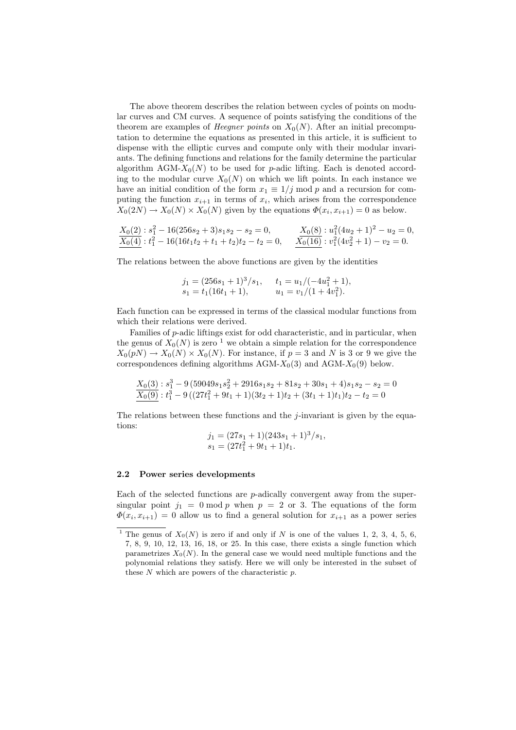The above theorem describes the relation between cycles of points on modular curves and CM curves. A sequence of points satisfying the conditions of the theorem are examples of *Heegner points* on $X_0(N)$. After an initial precomputation to determine the equations as presented in this article, it is sufficient to dispense with the elliptic curves and compute only with their modular invariants. The defining functions and relations for the family determine the particular algorithm AGM-$X_0(N)$ to be used for $p$-adic lifting. Each is denoted according to the modular curve $X_0(N)$ on which we lift points. In each instance we have an initial condition of the form $x_1 \equiv 1/j \bmod p$ and a recursion for computing the function $x_{i+1}$ in terms of $x_i$, which arises from the correspondence $X_0(2N) \to X_0(N) \times X_0(N)$ given by the equations $\Phi(x_i, x_{i+1}) = 0$ as below.

$$\underline{X_0(2)} : s_1^2 - 16(256s_2 + 3)s_1s_2 - s_2 = 0, \qquad \underline{X_0(8)} : u_1^2(4u_2 + 1)^2 - u_2 = 0,$$
$$\underline{X_0(4)} : t_1^2 - 16(16t_1t_2 + t_1 + t_2)t_2 - t_2 = 0, \qquad \underline{X_0(16)} : v_1^2(4v_2^2 + 1) - v_2 = 0.$$

The relations between the above functions are given by the identities

$$j_1 = (256s_1 + 1)^3/s_1, \qquad t_1 = u_1/(-4u_1^2 + 1),$$
$$s_1 = t_1(16t_1 + 1), \qquad u_1 = v_1/(1 + 4v_1^2).$$

Each function can be expressed in terms of the classical modular functions from which their relations were derived.

Families of $p$-adic liftings exist for odd characteristic, and in particular, when the genus of $X_0(N)$ is zero [1] we obtain a simple relation for the correspondence $X_0(pN) \to X_0(N) \times X_0(N)$. For instance, if $p = 3$ and $N$ is 3 or 9 we give the correspondences defining algorithms AGM-$X_0(3)$ and AGM-$X_0(9)$ below.

$$\underline{X_0(3)} : s_1^3 - 9\left(59049s_1s_2^2 + 2916s_1s_2 + 81s_2 + 30s_1 + 4\right)s_1s_2 - s_2 = 0$$
$$\underline{X_0(9)} : t_1^3 - 9\left((27t_1^2 + 9t_1 + 1)(3t_2 + 1)t_2 + (3t_1 + 1)t_1\right)t_2 - t_2 = 0$$

The relations between these functions and the $j$-invariant is given by the equations:

$$j_1 = (27s_1 + 1)(243s_1 + 1)^3/s_1,$$
$$s_1 = (27t_1^2 + 9t_1 + 1)t_1.$$

### 2.2 Power series developments

Each of the selected functions are $p$-adically convergent away from the supersingular point $j_1 = 0 \bmod p$ when $p = 2$ or 3. The equations of the form $\Phi(x_i, x_{i+1}) = 0$ allow us to find a general solution for $x_{i+1}$ as a power series

[1] The genus of $X_0(N)$ is zero if and only if $N$ is one of the values 1, 2, 3, 4, 5, 6, 7, 8, 9, 10, 12, 13, 16, 18, or 25. In this case, there exists a single function which parametrizes $X_0(N)$. In the general case we would need multiple functions and the polynomial relations they satisfy. Here we will only be interested in the subset of these $N$ which are powers of the characteristic $p$.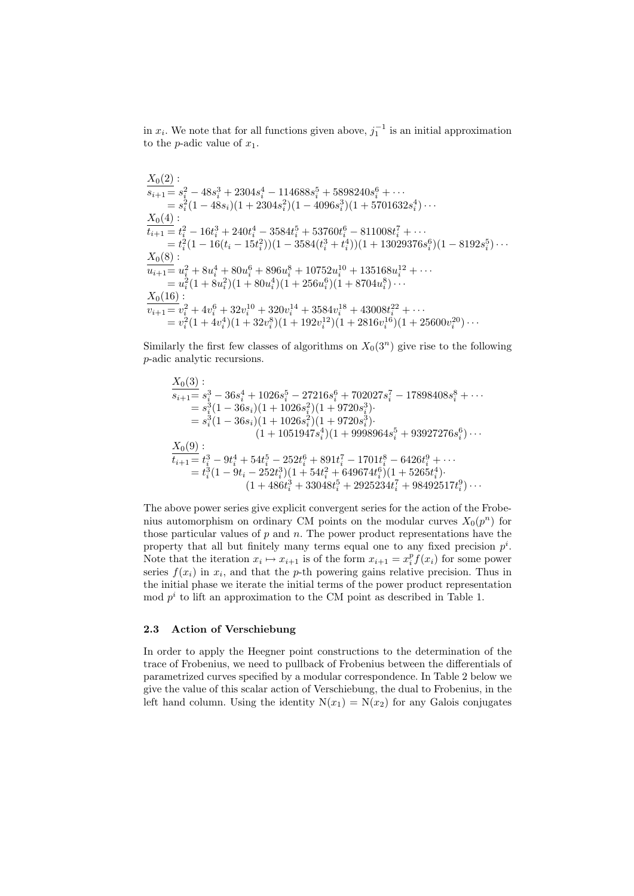in $x_i$. We note that for all functions given above, $j_1^{-1}$ is an initial approximation to the $p$-adic value of $x_1$.

$$
\begin{aligned}
&\underline{X_0(2):}\\
&\overline{s_{i+1}} = s_i^2 - 48s_i^3 + 2304s_i^4 - 114688s_i^5 + 5898240s_i^6 + \cdots\\
&\quad = s_i^2(1-48s_i)(1+2304s_i^2)(1-4096s_i^3)(1+5701632s_i^4)\cdots\\
&\underline{X_0(4):}\\
&\overline{t_{i+1}} = t_i^2 - 16t_i^3 + 240t_i^4 - 3584t_i^5 + 53760t_i^6 - 811008t_i^7 + \cdots\\
&\quad = t_i^2(1-16(t_i-15t_i^2))(1-3584(t_i^3+t_i^4))(1+13029376s_i^6)(1-8192s_i^5)\cdots\\
&\underline{X_0(8):}\\
&\overline{u_{i+1}} = u_i^2 + 8u_i^4 + 80u_i^6 + 896u_i^8 + 10752u_i^{10} + 135168u_i^{12} + \cdots\\
&\quad = u_i^2(1+8u_i^2)(1+80u_i^4)(1+256u_i^6)(1+8704u_i^8)\cdots\\
&\underline{X_0(16):}\\
&\overline{v_{i+1}} = v_i^2 + 4v_i^6 + 32v_i^{10} + 320v_i^{14} + 3584v_i^{18} + 43008t_i^{22} + \cdots\\
&\quad = v_i^2(1+4v_i^4)(1+32v_i^8)(1+192v_i^{12})(1+2816v_i^{16})(1+25600v_i^{20})\cdots
\end{aligned}
$$

Similarly the first few classes of algorithms on $X_0(3^n)$ give rise to the following $p$-adic analytic recursions.

$$
\begin{aligned}
&\underline{X_0(3):}\\
&\overline{s_{i+1}} = s_i^3 - 36s_i^4 + 1026s_i^5 - 27216s_i^6 + 702027s_i^7 - 17898408s_i^8 + \cdots\\
&\quad = s_i^3(1-36s_i)(1+1026s_i^2)(1+9720s_i^3)\cdot\\
&\quad = s_i^3(1-36s_i)(1+1026s_i^2)(1+9720s_i^3)\cdot\\
&\qquad\quad (1+1051947s_i^4)(1+9998964s_i^5+93927276s_i^6)\cdots\\
&\underline{X_0(9):}\\
&\overline{t_{i+1}} = t_i^3 - 9t_i^4 + 54t_i^5 - 252t_i^6 + 891t_i^7 - 1701t_i^8 - 6426t_i^9 + \cdots\\
&\quad = t_i^3(1-9t_i-252t_i^3)(1+54t_i^2+649674t_i^6)(1+5265t_i^4)\cdot\\
&\qquad\quad (1+486t_i^3+33048t_i^5+2925234t_i^7+98492517t_i^9)\cdots
\end{aligned}
$$

The above power series give explicit convergent series for the action of the Frobenius automorphism on ordinary CM points on the modular curves $X_0(p^n)$ for those particular values of $p$ and $n$. The power product representations have the property that all but finitely many terms equal one to any fixed precision $p^i$. Note that the iteration $x_i \mapsto x_{i+1}$ is of the form $x_{i+1} = x_i^p f(x_i)$ for some power series $f(x_i)$ in $x_i$, and that the $p$-th powering gains relative precision. Thus in the initial phase we iterate the initial terms of the power product representation mod $p^i$ to lift an approximation to the CM point as described in Table 1.

### 2.3 Action of Verschiebung

In order to apply the Heegner point constructions to the determination of the trace of Frobenius, we need to pullback of Frobenius between the differentials of parametrized curves specified by a modular correspondence. In Table 2 below we give the value of this scalar action of Verschiebung, the dual to Frobenius, in the left hand column. Using the identity $\mathrm{N}(x_1) = \mathrm{N}(x_2)$ for any Galois conjugates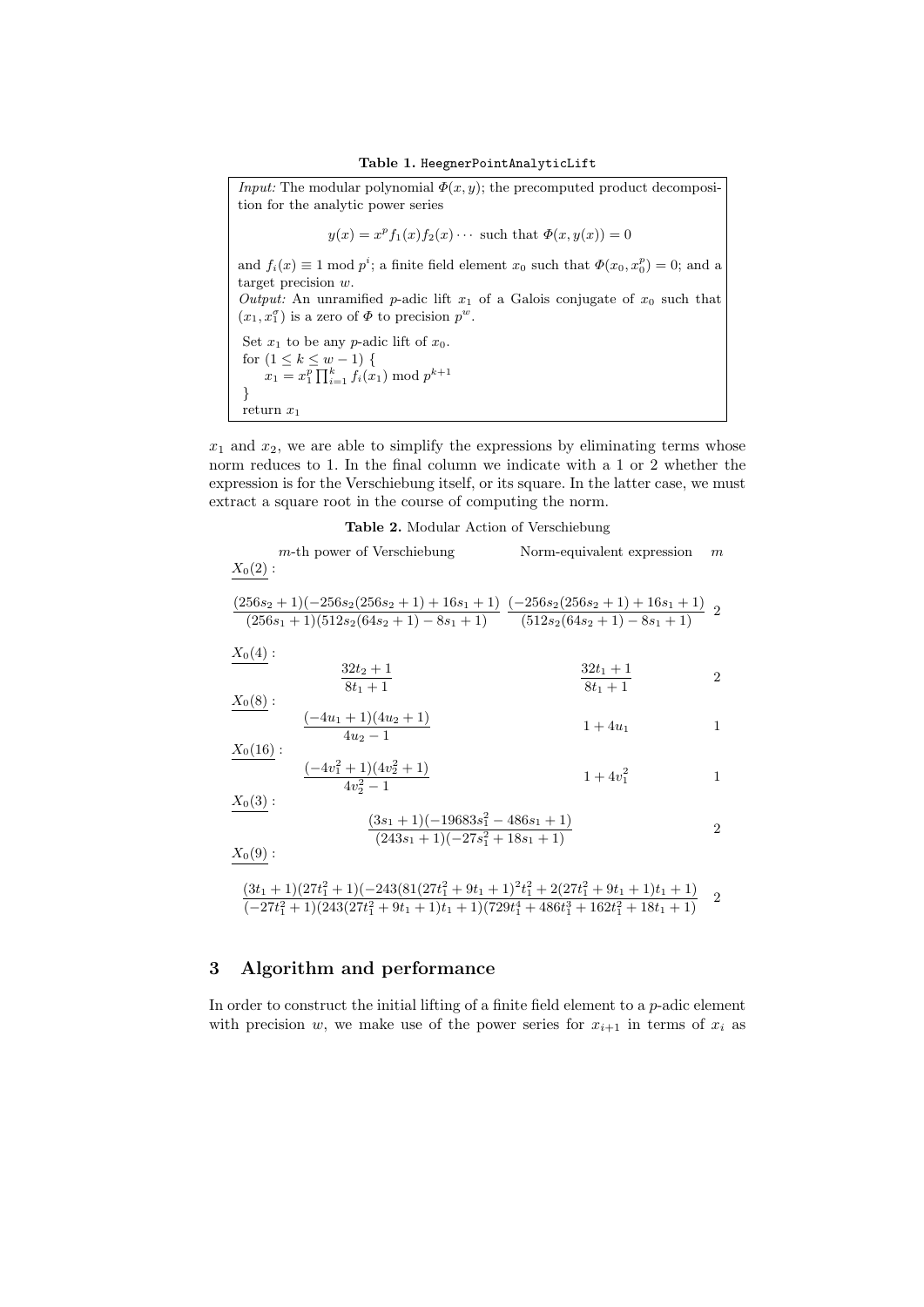**Table 1.** `HeegnerPointAnalyticLift`

*Input:* The modular polynomial $\Phi(x, y)$; the precomputed product decomposition for the analytic power series

$$y(x) = x^p f_1(x) f_2(x) \cdots \text{ such that } \Phi(x, y(x)) = 0$$

and $f_i(x) \equiv 1 \bmod p^i$; a finite field element $x_0$ such that $\Phi(x_0, x_0^p) = 0$; and a target precision $w$.

*Output:* An unramified $p$-adic lift $x_1$ of a Galois conjugate of $x_0$ such that $(x_1, x_1^\sigma)$ is a zero of $\Phi$ to precision $p^w$.

```
Set x_1 to be any p-adic lift of x_0.
for (1 ≤ k ≤ w − 1) {
    x_1 = x_1^p ∏_{i=1}^k f_i(x_1) mod p^{k+1}
}
return x_1
```

$x_1$ and $x_2$, we are able to simplify the expressions by eliminating terms whose norm reduces to 1. In the final column we indicate with a 1 or 2 whether the expression is for the Verschiebung itself, or its square. In the latter case, we must extract a square root in the course of computing the norm.

**Table 2.** Modular Action of Verschiebung

| $m$-th power of Verschiebung | Norm-equivalent expression | $m$ |
|---|---|---|
| $X_0(2)$ : | | |
| $\dfrac{(256s_2+1)(-256s_2(256s_2+1)+16s_1+1)}{(256s_1+1)(512s_2(64s_2+1)-8s_1+1)}$ | $\dfrac{(-256s_2(256s_2+1)+16s_1+1)}{(512s_2(64s_2+1)-8s_1+1)}$ | 2 |
| $X_0(4)$ : | | |
| $\dfrac{32t_2+1}{8t_1+1}$ | $\dfrac{32t_1+1}{8t_1+1}$ | 2 |
| $X_0(8)$ : | | |
| $\dfrac{(-4u_1+1)(4u_2+1)}{4u_2-1}$ | $1+4u_1$ | 1 |
| $X_0(16)$ : | | |
| $\dfrac{(-4v_1^2+1)(4v_2^2+1)}{4v_2^2-1}$ | $1+4v_1^2$ | 1 |
| $X_0(3)$ : | | |
| | $\dfrac{(3s_1+1)(-19683s_1^2-486s_1+1)}{(243s_1+1)(-27s_1^2+18s_1+1)}$ | 2 |
| $X_0(9)$ : | | |
| $\dfrac{(3t_1+1)(27t_1^2+1)(-243(81(27t_1^2+9t_1+1)^2t_1^2+2(27t_1^2+9t_1+1)t_1+1)}{(-27t_1^2+1)(243(27t_1^2+9t_1+1)t_1+1)(729t_1^4+486t_1^3+162t_1^2+18t_1+1)}$ | | 2 |

## 3 Algorithm and performance

In order to construct the initial lifting of a finite field element to a $p$-adic element with precision $w$, we make use of the power series for $x_{i+1}$ in terms of $x_i$ as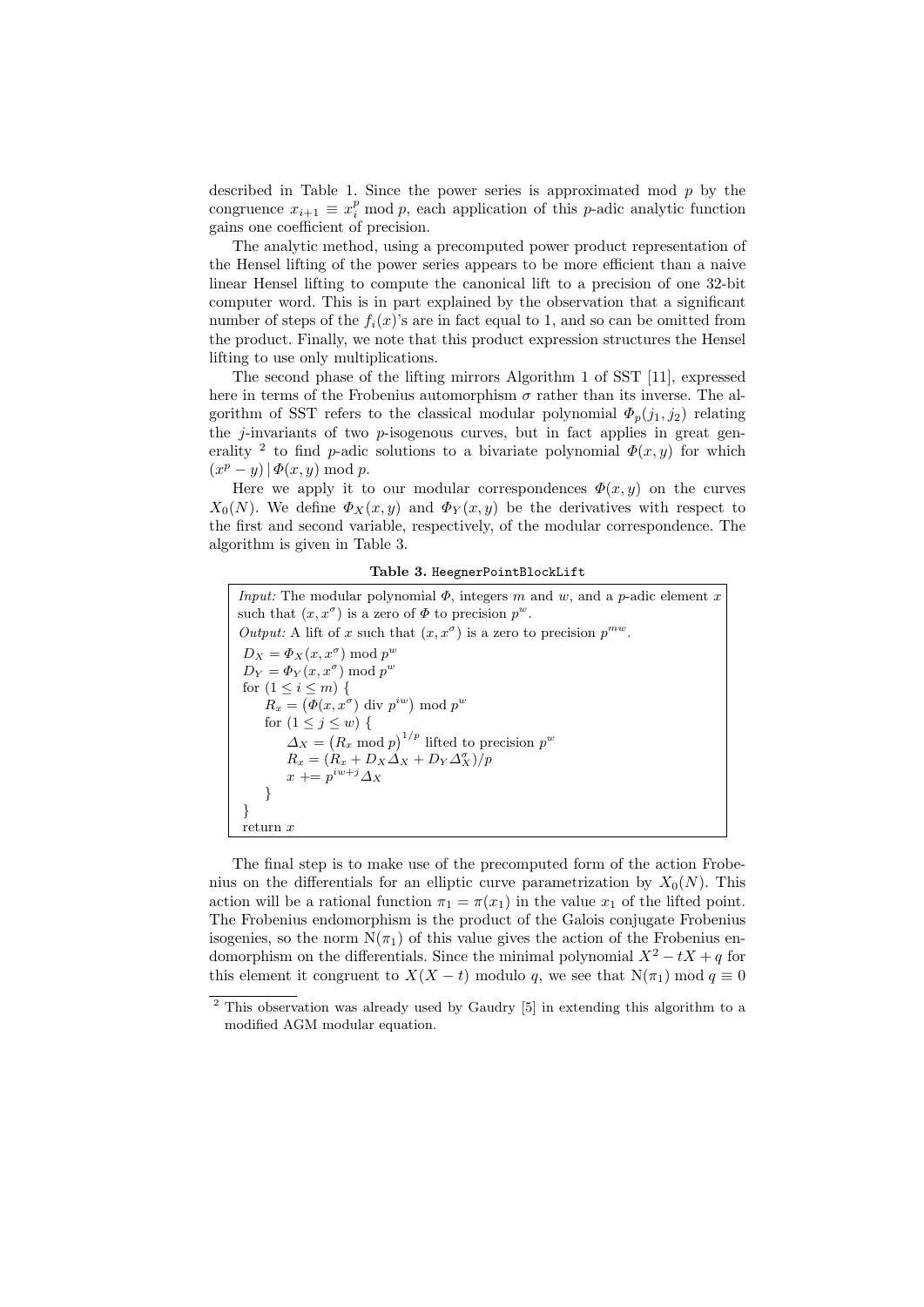described in Table 1. Since the power series is approximated mod $p$ by the congruence $x_{i+1} \equiv x_i^p \bmod p$, each application of this $p$-adic analytic function gains one coefficient of precision.

The analytic method, using a precomputed power product representation of the Hensel lifting of the power series appears to be more efficient than a naive linear Hensel lifting to compute the canonical lift to a precision of one 32-bit computer word. This is in part explained by the observation that a significant number of steps of the $f_i(x)$'s are in fact equal to 1, and so can be omitted from the product. Finally, we note that this product expression structures the Hensel lifting to use only multiplications.

The second phase of the lifting mirrors Algorithm 1 of SST [11], expressed here in terms of the Frobenius automorphism $\sigma$ rather than its inverse. The algorithm of SST refers to the classical modular polynomial $\Phi_p(j_1, j_2)$ relating the $j$-invariants of two $p$-isogenous curves, but in fact applies in great generality [2] to find $p$-adic solutions to a bivariate polynomial $\Phi(x, y)$ for which $(x^p - y) \mid \Phi(x, y) \bmod p$.

Here we apply it to our modular correspondences $\Phi(x, y)$ on the curves $X_0(N)$. We define $\Phi_X(x, y)$ and $\Phi_Y(x, y)$ be the derivatives with respect to the first and second variable, respectively, of the modular correspondence. The algorithm is given in Table 3.

**Table 3.** `HeegnerPointBlockLift`

*Input:* The modular polynomial $\Phi$, integers $m$ and $w$, and a $p$-adic element $x$ such that $(x, x^\sigma)$ is a zero of $\Phi$ to precision $p^w$.
*Output:* A lift of $x$ such that $(x, x^\sigma)$ is a zero to precision $p^{mw}$.

$D_X = \Phi_X(x, x^\sigma) \bmod p^w$
$D_Y = \Phi_Y(x, x^\sigma) \bmod p^w$
for $(1 \le i \le m)$ {
  $R_x = \left(\Phi(x, x^\sigma) \text{ div } p^{iw}\right) \bmod p^w$
  for $(1 \le j \le w)$ {
    $\Delta_X = \left(R_x \bmod p\right)^{1/p}$ lifted to precision $p^w$
    $R_x = (R_x + D_X \Delta_X + D_Y \Delta_X^\sigma)/p$
    $x \mathrel{+}= p^{iw+j} \Delta_X$
  }
}
return $x$

The final step is to make use of the precomputed form of the action Frobenius on the differentials for an elliptic curve parametrization by $X_0(N)$. This action will be a rational function $\pi_1 = \pi(x_1)$ in the value $x_1$ of the lifted point. The Frobenius endomorphism is the product of the Galois conjugate Frobenius isogenies, so the norm $\mathrm{N}(\pi_1)$ of this value gives the action of the Frobenius endomorphism on the differentials. Since the minimal polynomial $X^2 - tX + q$ for this element it congruent to $X(X - t)$ modulo $q$, we see that $\mathrm{N}(\pi_1) \bmod q \equiv 0$

[2] This observation was already used by Gaudry [5] in extending this algorithm to a modified AGM modular equation.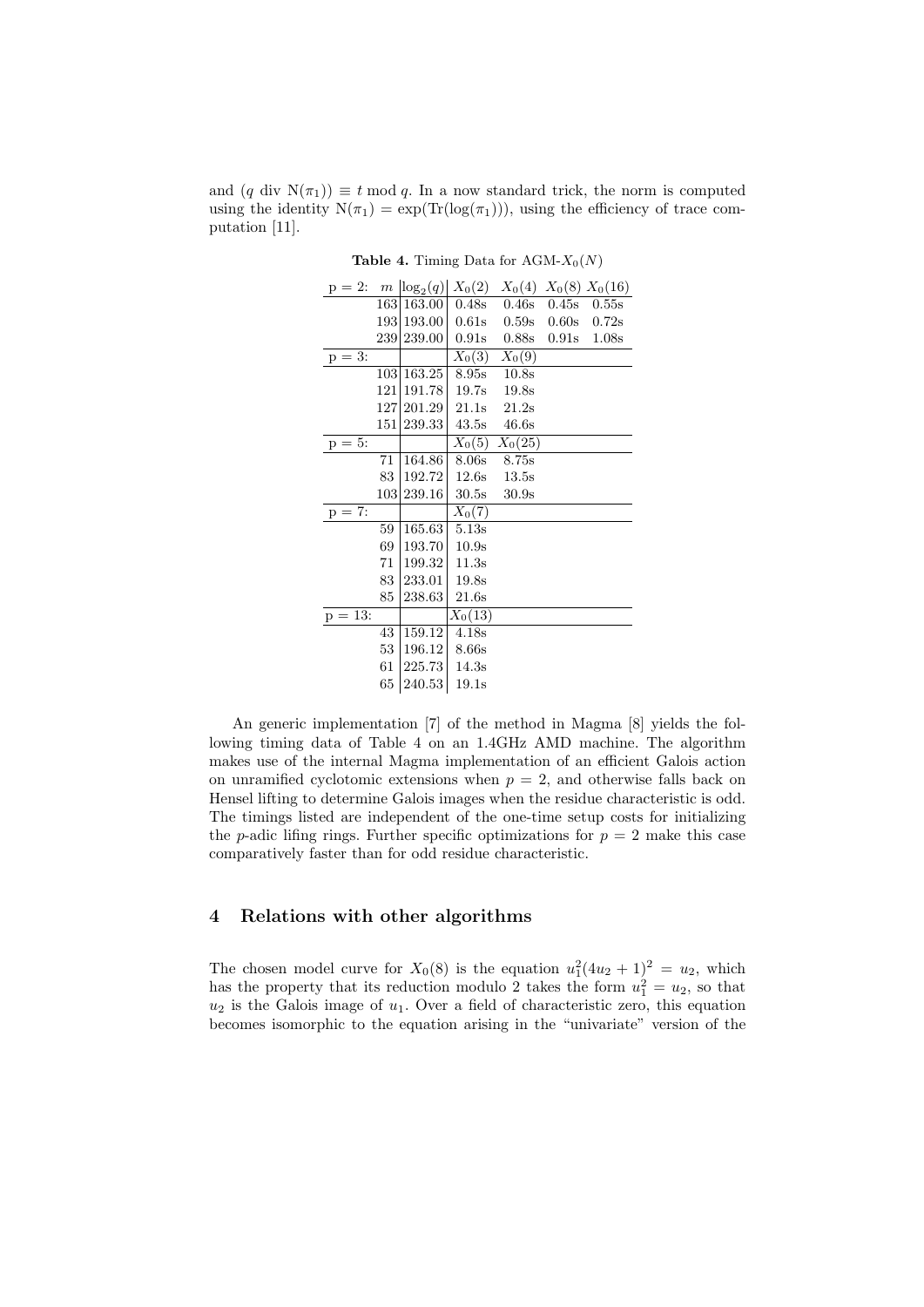and $(q \text{ div } \mathrm{N}(\pi_1)) \equiv t \bmod q$. In a now standard trick, the norm is computed using the identity $\mathrm{N}(\pi_1) = \exp(\mathrm{Tr}(\log(\pi_1)))$, using the efficiency of trace computation [11].

**Table 4.** Timing Data for AGM-$X_0(N)$

| p = 2: $m$ | $\log_2(q)$ | $X_0(2)$ | $X_0(4)$ | $X_0(8)$ | $X_0(16)$ |
|---|---|---|---|---|---|
| 163 | 163.00 | 0.48s | 0.46s | 0.45s | 0.55s |
| 193 | 193.00 | 0.61s | 0.59s | 0.60s | 0.72s |
| 239 | 239.00 | 0.91s | 0.88s | 0.91s | 1.08s |
| p = 3: | | $X_0(3)$ | $X_0(9)$ | | |
| 103 | 163.25 | 8.95s | 10.8s | | |
| 121 | 191.78 | 19.7s | 19.8s | | |
| 127 | 201.29 | 21.1s | 21.2s | | |
| 151 | 239.33 | 43.5s | 46.6s | | |
| p = 5: | | $X_0(5)$ | $X_0(25)$ | | |
| 71 | 164.86 | 8.06s | 8.75s | | |
| 83 | 192.72 | 12.6s | 13.5s | | |
| 103 | 239.16 | 30.5s | 30.9s | | |
| p = 7: | | $X_0(7)$ | | | |
| 59 | 165.63 | 5.13s | | | |
| 69 | 193.70 | 10.9s | | | |
| 71 | 199.32 | 11.3s | | | |
| 83 | 233.01 | 19.8s | | | |
| 85 | 238.63 | 21.6s | | | |
| p = 13: | | $X_0(13)$ | | | |
| 43 | 159.12 | 4.18s | | | |
| 53 | 196.12 | 8.66s | | | |
| 61 | 225.73 | 14.3s | | | |
| 65 | 240.53 | 19.1s | | | |

An generic implementation [7] of the method in Magma [8] yields the following timing data of Table 4 on an 1.4GHz AMD machine. The algorithm makes use of the internal Magma implementation of an efficient Galois action on unramified cyclotomic extensions when $p = 2$, and otherwise falls back on Hensel lifting to determine Galois images when the residue characteristic is odd. The timings listed are independent of the one-time setup costs for initializing the $p$-adic lifing rings. Further specific optimizations for $p = 2$ make this case comparatively faster than for odd residue characteristic.

## 4 Relations with other algorithms

The chosen model curve for $X_0(8)$ is the equation $u_1^2(4u_2 + 1)^2 = u_2$, which has the property that its reduction modulo 2 takes the form $u_1^2 = u_2$, so that $u_2$ is the Galois image of $u_1$. Over a field of characteristic zero, this equation becomes isomorphic to the equation arising in the "univariate" version of the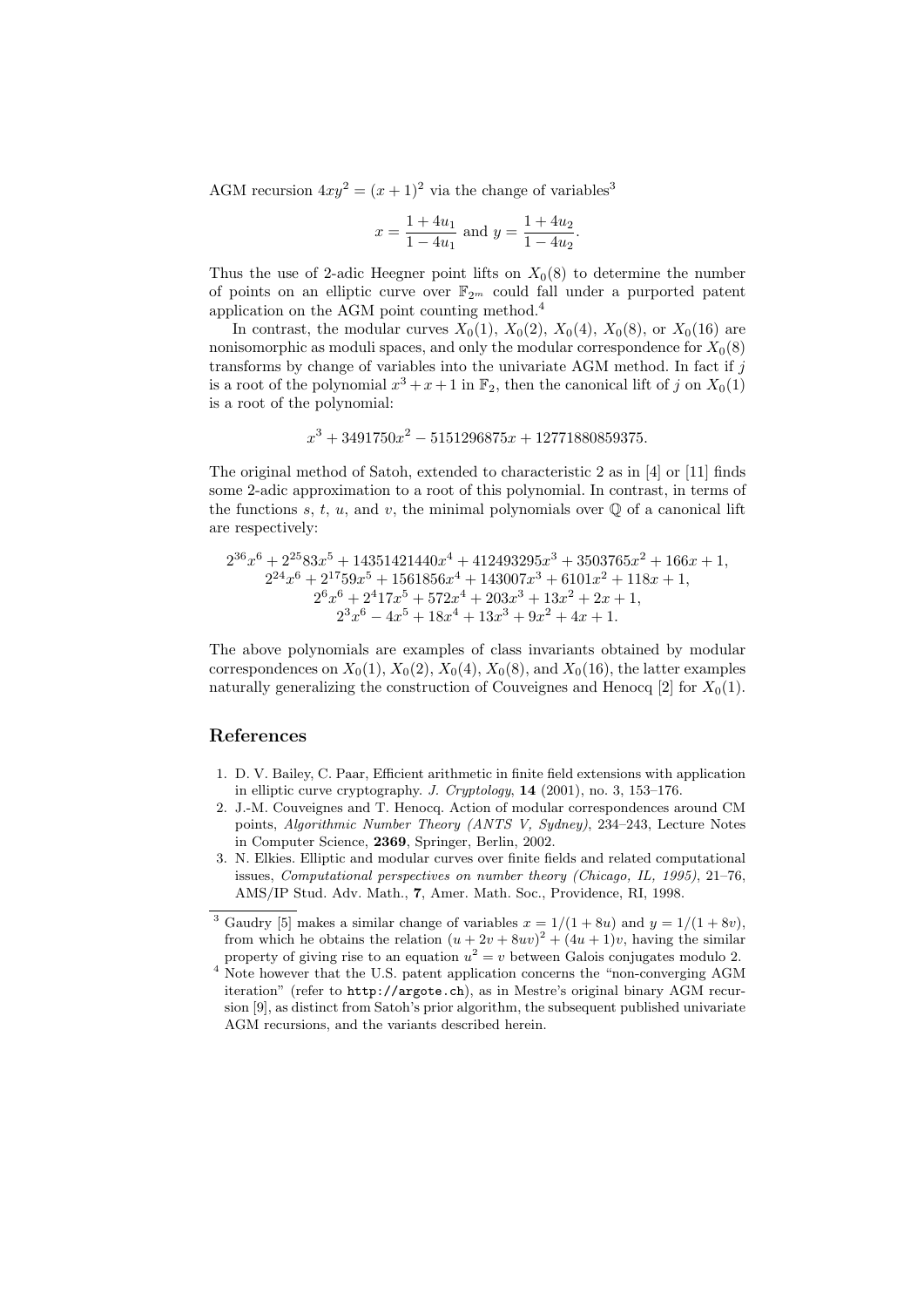AGM recursion $4xy^2 = (x+1)^2$ via the change of variables[3]

$$x = \frac{1+4u_1}{1-4u_1} \text{ and } y = \frac{1+4u_2}{1-4u_2}.$$

Thus the use of 2-adic Heegner point lifts on $X_0(8)$ to determine the number of points on an elliptic curve over $\mathbb{F}_{2^m}$ could fall under a purported patent application on the AGM point counting method.[4]

In contrast, the modular curves $X_0(1)$, $X_0(2)$, $X_0(4)$, $X_0(8)$, or $X_0(16)$ are nonisomorphic as moduli spaces, and only the modular correspondence for $X_0(8)$ transforms by change of variables into the univariate AGM method. In fact if $j$ is a root of the polynomial $x^3 + x + 1$ in $\mathbb{F}_2$, then the canonical lift of $j$ on $X_0(1)$ is a root of the polynomial:

$$x^3 + 3491750x^2 - 5151296875x + 12771880859375.$$

The original method of Satoh, extended to characteristic 2 as in [4] or [11] finds some 2-adic approximation to a root of this polynomial. In contrast, in terms of the functions $s$, $t$, $u$, and $v$, the minimal polynomials over $\mathbb{Q}$ of a canonical lift are respectively:

$$\begin{gathered}
2^{36}x^6 + 2^{25}83x^5 + 14351421440x^4 + 412493295x^3 + 3503765x^2 + 166x + 1, \\
2^{24}x^6 + 2^{17}59x^5 + 1561856x^4 + 143007x^3 + 6101x^2 + 118x + 1, \\
2^6x^6 + 2^4 17x^5 + 572x^4 + 203x^3 + 13x^2 + 2x + 1, \\
2^3x^6 - 4x^5 + 18x^4 + 13x^3 + 9x^2 + 4x + 1.
\end{gathered}$$

The above polynomials are examples of class invariants obtained by modular correspondences on $X_0(1)$, $X_0(2)$, $X_0(4)$, $X_0(8)$, and $X_0(16)$, the latter examples naturally generalizing the construction of Couveignes and Henocq [2] for $X_0(1)$.

## References

1. D. V. Bailey, C. Paar, Efficient arithmetic in finite field extensions with application in elliptic curve cryptography. *J. Cryptology*, **14** (2001), no. 3, 153–176.
2. J.-M. Couveignes and T. Henocq. Action of modular correspondences around CM points, *Algorithmic Number Theory (ANTS V, Sydney)*, 234–243, Lecture Notes in Computer Science, **2369**, Springer, Berlin, 2002.
3. N. Elkies. Elliptic and modular curves over finite fields and related computational issues, *Computational perspectives on number theory (Chicago, IL, 1995)*, 21–76, AMS/IP Stud. Adv. Math., **7**, Amer. Math. Soc., Providence, RI, 1998.

---

[3] Gaudry [5] makes a similar change of variables $x = 1/(1+8u)$ and $y = 1/(1+8v)$, from which he obtains the relation $(u + 2v + 8uv)^2 + (4u+1)v$, having the similar property of giving rise to an equation $u^2 = v$ between Galois conjugates modulo 2.

[4] Note however that the U.S. patent application concerns the "non-converging AGM iteration" (refer to `http://argote.ch`), as in Mestre's original binary AGM recursion [9], as distinct from Satoh's prior algorithm, the subsequent published univariate AGM recursions, and the variants described herein.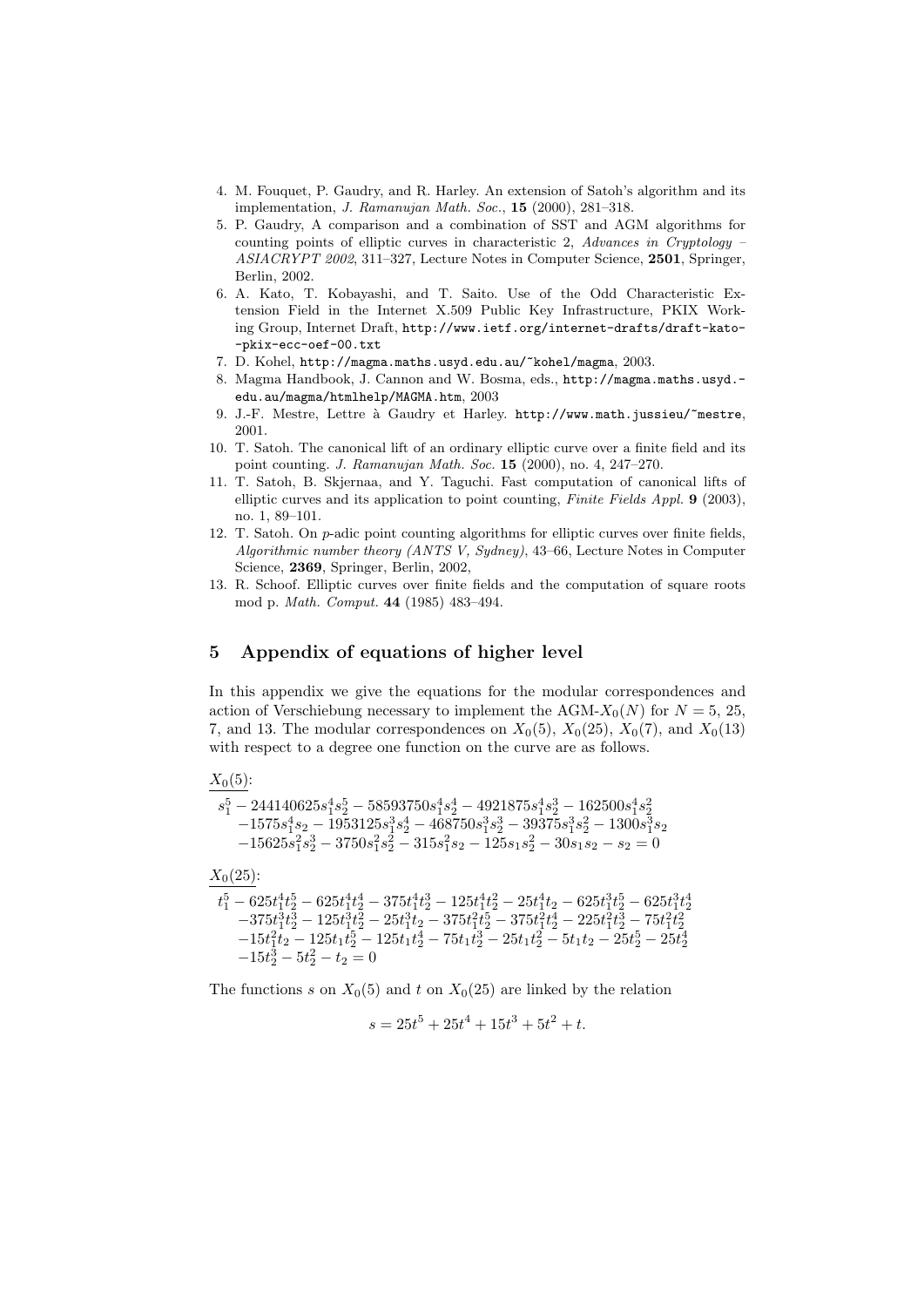4. M. Fouquet, P. Gaudry, and R. Harley. An extension of Satoh's algorithm and its implementation, *J. Ramanujan Math. Soc.*, **15** (2000), 281–318.
5. P. Gaudry, A comparison and a combination of SST and AGM algorithms for counting points of elliptic curves in characteristic 2, *Advances in Cryptology – ASIACRYPT 2002*, 311–327, Lecture Notes in Computer Science, **2501**, Springer, Berlin, 2002.
6. A. Kato, T. Kobayashi, and T. Saito. Use of the Odd Characteristic Extension Field in the Internet X.509 Public Key Infrastructure, PKIX Working Group, Internet Draft, `http://www.ietf.org/internet-drafts/draft-kato--pkix-ecc-oef-00.txt`
7. D. Kohel, `http://magma.maths.usyd.edu.au/~kohel/magma`, 2003.
8. Magma Handbook, J. Cannon and W. Bosma, eds., `http://magma.maths.usyd.edu.au/magma/htmlhelp/MAGMA.htm`, 2003
9. J.-F. Mestre, Lettre à Gaudry et Harley. `http://www.math.jussieu/~mestre`, 2001.
10. T. Satoh. The canonical lift of an ordinary elliptic curve over a finite field and its point counting. *J. Ramanujan Math. Soc.* **15** (2000), no. 4, 247–270.
11. T. Satoh, B. Skjernaa, and Y. Taguchi. Fast computation of canonical lifts of elliptic curves and its application to point counting, *Finite Fields Appl.* **9** (2003), no. 1, 89–101.
12. T. Satoh. On $p$-adic point counting algorithms for elliptic curves over finite fields, *Algorithmic number theory (ANTS V, Sydney)*, 43–66, Lecture Notes in Computer Science, **2369**, Springer, Berlin, 2002,
13. R. Schoof. Elliptic curves over finite fields and the computation of square roots mod p. *Math. Comput.* **44** (1985) 483–494.

## 5 Appendix of equations of higher level

In this appendix we give the equations for the modular correspondences and action of Verschiebung necessary to implement the AGM-$X_0(N)$ for $N = 5$, 25, 7, and 13. The modular correspondences on $X_0(5)$, $X_0(25)$, $X_0(7)$, and $X_0(13)$ with respect to a degree one function on the curve are as follows.

$X_0(5)$:

$$\begin{aligned}
&s_1^5 - 244140625s_1^4s_2^5 - 58593750s_1^4s_2^4 - 4921875s_1^4s_2^3 - 162500s_1^4s_2^2 \\
&-1575s_1^4s_2 - 1953125s_1^3s_2^4 - 468750s_1^3s_2^3 - 39375s_1^3s_2^2 - 1300s_1^3s_2 \\
&-15625s_1^2s_2^3 - 3750s_1^2s_2^2 - 315s_1^2s_2 - 125s_1s_2^2 - 30s_1s_2 - s_2 = 0
\end{aligned}$$

$X_0(25)$:

$$\begin{aligned}
&t_1^5 - 625t_1^4t_2^5 - 625t_1^4t_2^4 - 375t_1^4t_2^3 - 125t_1^4t_2^2 - 25t_1^4t_2 - 625t_1^3t_2^5 - 625t_1^3t_2^4 \\
&-375t_1^3t_2^3 - 125t_1^3t_2^2 - 25t_1^3t_2 - 375t_1^2t_2^5 - 375t_1^2t_2^4 - 225t_1^2t_2^3 - 75t_1^2t_2^2 \\
&-15t_1^2t_2 - 125t_1t_2^5 - 125t_1t_2^4 - 75t_1t_2^3 - 25t_1t_2^2 - 5t_1t_2 - 25t_2^5 - 25t_2^4 \\
&-15t_2^3 - 5t_2^2 - t_2 = 0
\end{aligned}$$

The functions $s$ on $X_0(5)$ and $t$ on $X_0(25)$ are linked by the relation

$$s = 25t^5 + 25t^4 + 15t^3 + 5t^2 + t.$$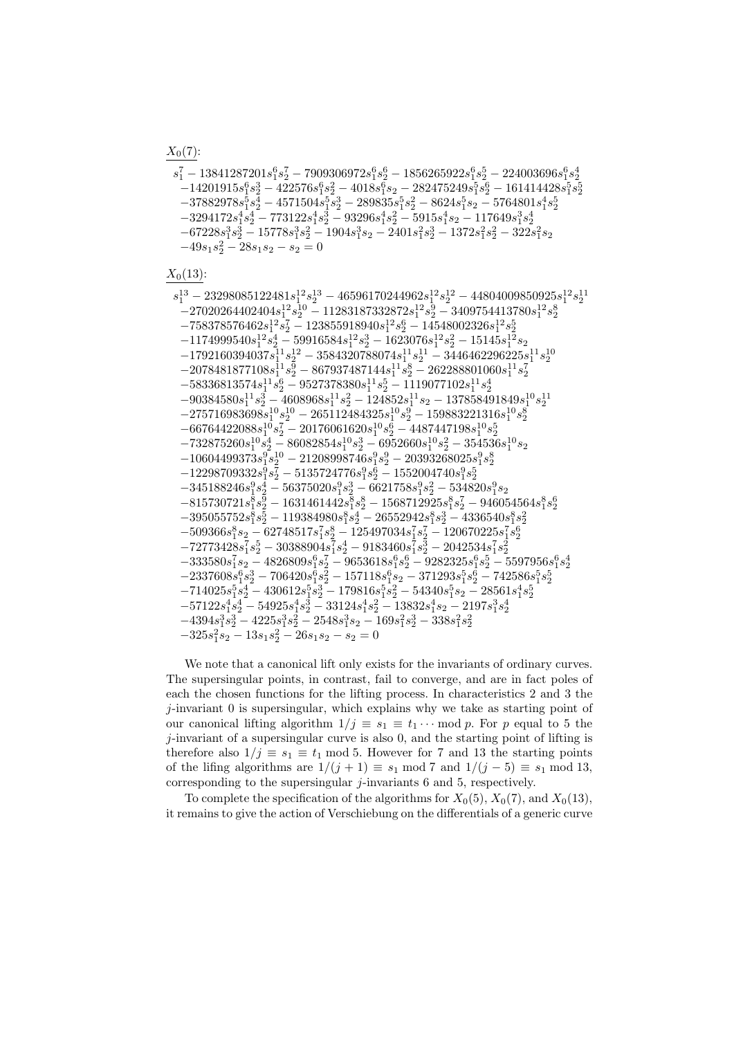$\underline{X_0(7)}$:

$$
\begin{aligned}
& s_1^7 - 13841287201 s_1^6 s_2^7 - 7909306972 s_1^6 s_2^6 - 1856265922 s_1^6 s_2^5 - 224003696 s_1^6 s_2^4 \\
& -14201915 s_1^6 s_2^3 - 422576 s_1^6 s_2^2 - 4018 s_1^6 s_2 - 282475249 s_1^5 s_2^6 - 161414428 s_1^5 s_2^5 \\
& -37882978 s_1^5 s_2^4 - 4571504 s_1^5 s_2^3 - 289835 s_1^5 s_2^2 - 8624 s_1^5 s_2 - 5764801 s_1^4 s_2^5 \\
& -3294172 s_1^4 s_2^4 - 773122 s_1^4 s_2^3 - 93296 s_1^4 s_2^2 - 5915 s_1^4 s_2 - 117649 s_1^3 s_2^4 \\
& -67228 s_1^3 s_2^3 - 15778 s_1^3 s_2^2 - 1904 s_1^3 s_2 - 2401 s_1^2 s_2^3 - 1372 s_1^2 s_2^2 - 322 s_1^2 s_2 \\
& -49 s_1 s_2^2 - 28 s_1 s_2 - s_2 = 0
\end{aligned}
$$

$\underline{X_0(13)}$:

$$
\begin{aligned}
& s_1^{13} - 23298085122481 s_1^{12} s_2^{13} - 46596170244962 s_1^{12} s_2^{12} - 44804009850925 s_1^{12} s_2^{11} \\
& -27020264402404 s_1^{12} s_2^{10} - 11283187332872 s_1^{12} s_2^9 - 3409754413780 s_1^{12} s_2^8 \\
& -758378576462 s_1^{12} s_2^7 - 123855918940 s_1^{12} s_2^6 - 14548002326 s_1^{12} s_2^5 \\
& -1174999540 s_1^{12} s_2^4 - 59916584 s_1^{12} s_2^3 - 1623076 s_1^{12} s_2^2 - 15145 s_1^{12} s_2 \\
& -1792160394037 s_1^{11} s_2^{12} - 3584320788074 s_1^{11} s_2^{11} - 3446462296225 s_1^{11} s_2^{10} \\
& -2078481877108 s_1^{11} s_2^9 - 867937487144 s_1^{11} s_2^8 - 262288801060 s_1^{11} s_2^7 \\
& -58336813574 s_1^{11} s_2^6 - 9527378380 s_1^{11} s_2^5 - 1119077102 s_1^{11} s_2^4 \\
& -90384580 s_1^{11} s_2^3 - 4608968 s_1^{11} s_2^2 - 124852 s_1^{11} s_2 - 137858491849 s_1^{10} s_2^{11} \\
& -275716983698 s_1^{10} s_2^{10} - 265112484325 s_1^{10} s_2^9 - 159883221316 s_1^{10} s_2^8 \\
& -66764422088 s_1^{10} s_2^7 - 20176061620 s_1^{10} s_2^6 - 4487447198 s_1^{10} s_2^5 \\
& -732875260 s_1^{10} s_2^4 - 86082854 s_1^{10} s_2^3 - 6952660 s_1^{10} s_2^2 - 354536 s_1^{10} s_2 \\
& -10604499373 s_1^9 s_2^{10} - 21208998746 s_1^9 s_2^9 - 20393268025 s_1^9 s_2^8 \\
& -12298709332 s_1^9 s_2^7 - 5135724776 s_1^9 s_2^6 - 1552004740 s_1^9 s_2^5 \\
& -345188246 s_1^9 s_2^4 - 56375020 s_1^9 s_2^3 - 6621758 s_1^9 s_2^2 - 534820 s_1^9 s_2 \\
& -815730721 s_1^8 s_2^9 - 1631461442 s_1^8 s_2^8 - 1568712925 s_1^8 s_2^7 - 946054564 s_1^8 s_2^6 \\
& -395055752 s_1^8 s_2^5 - 119384980 s_1^8 s_2^4 - 26552942 s_1^8 s_2^3 - 4336540 s_1^8 s_2^2 \\
& -509366 s_1^8 s_2 - 62748517 s_1^7 s_2^8 - 125497034 s_1^7 s_2^7 - 120670225 s_1^7 s_2^6 \\
& -72773428 s_1^7 s_2^5 - 30388904 s_1^7 s_2^4 - 9183460 s_1^7 s_2^3 - 2042534 s_1^7 s_2^2 \\
& -333580 s_1^7 s_2 - 4826809 s_1^6 s_2^7 - 9653618 s_1^6 s_2^6 - 9282325 s_1^6 s_2^5 - 5597956 s_1^6 s_2^4 \\
& -2337608 s_1^6 s_2^3 - 706420 s_1^6 s_2^2 - 157118 s_1^6 s_2 - 371293 s_1^5 s_2^6 - 742586 s_1^5 s_2^5 \\
& -714025 s_1^5 s_2^4 - 430612 s_1^5 s_2^3 - 179816 s_1^5 s_2^2 - 54340 s_1^5 s_2 - 28561 s_1^4 s_2^5 \\
& -57122 s_1^4 s_2^4 - 54925 s_1^4 s_2^3 - 33124 s_1^4 s_2^2 - 13832 s_1^4 s_2 - 2197 s_1^3 s_2^4 \\
& -4394 s_1^3 s_2^3 - 4225 s_1^3 s_2^2 - 2548 s_1^3 s_2 - 169 s_1^2 s_2^3 - 338 s_1^2 s_2^2 \\
& -325 s_1^2 s_2 - 13 s_1 s_2^2 - 26 s_1 s_2 - s_2 = 0
\end{aligned}
$$

We note that a canonical lift only exists for the invariants of ordinary curves. The supersingular points, in contrast, fail to converge, and are in fact poles of each the chosen functions for the lifting process. In characteristics 2 and 3 the $j$-invariant 0 is supersingular, which explains why we take as starting point of our canonical lifting algorithm $1/j \equiv s_1 \equiv t_1 \cdots \bmod p$. For $p$ equal to 5 the $j$-invariant of a supersingular curve is also 0, and the starting point of lifting is therefore also $1/j \equiv s_1 \equiv t_1 \bmod 5$. However for 7 and 13 the starting points of the lifing algorithms are $1/(j+1) \equiv s_1 \bmod 7$ and $1/(j-5) \equiv s_1 \bmod 13$, corresponding to the supersingular $j$-invariants 6 and 5, respectively.

To complete the specification of the algorithms for $X_0(5)$, $X_0(7)$, and $X_0(13)$, it remains to give the action of Verschiebung on the differentials of a generic curve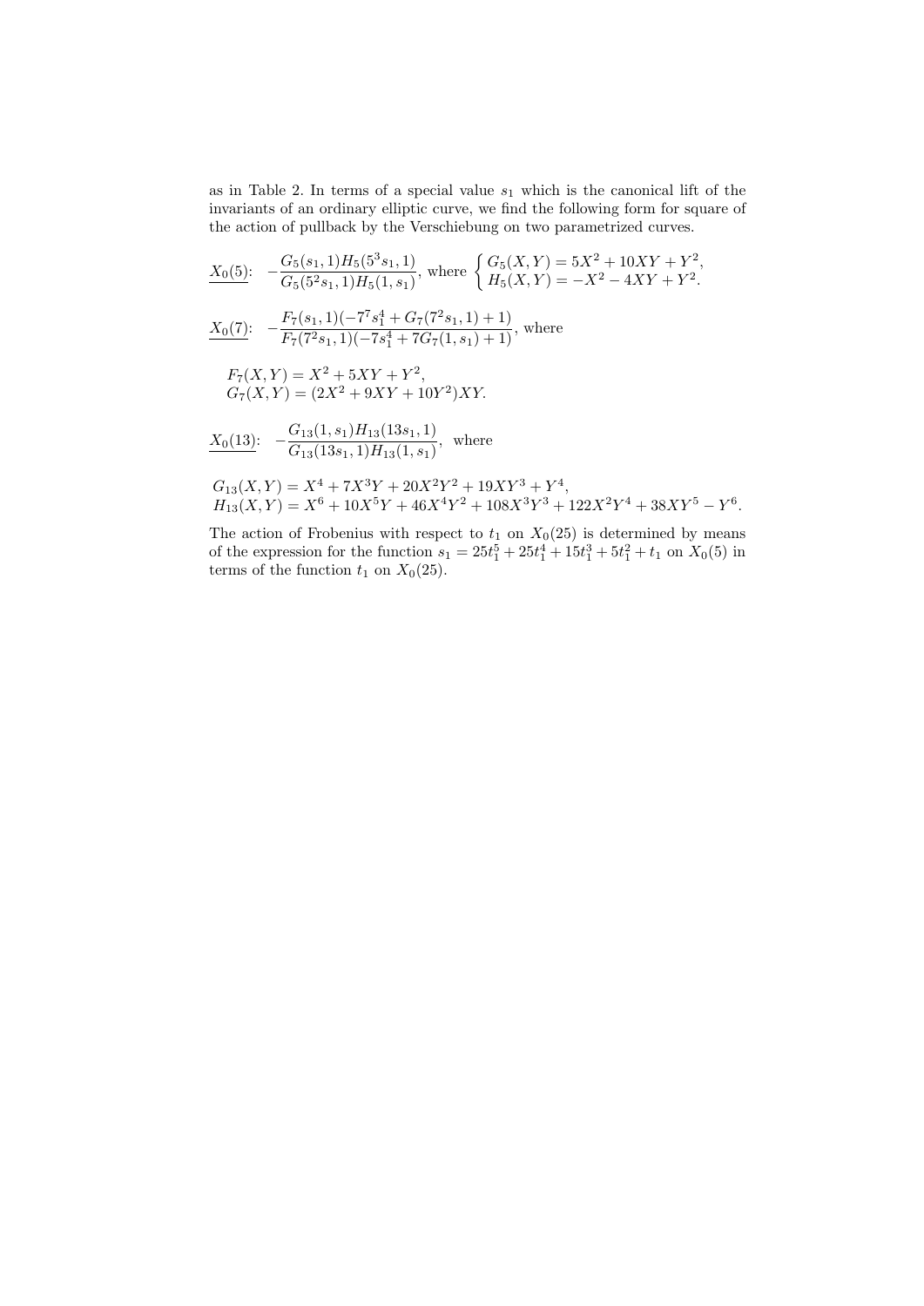as in Table 2. In terms of a special value $s_1$ which is the canonical lift of the invariants of an ordinary elliptic curve, we find the following form for square of the action of pullback by the Verschiebung on two parametrized curves.

$$\underline{X_0(5)}: \quad -\frac{G_5(s_1,1)H_5(5^3 s_1,1)}{G_5(5^2 s_1,1)H_5(1,s_1)}, \text{ where } \begin{cases} G_5(X,Y) = 5X^2 + 10XY + Y^2, \\ H_5(X,Y) = -X^2 - 4XY + Y^2. \end{cases}$$

$$\underline{X_0(7)}: \quad -\frac{F_7(s_1,1)(-7^7 s_1^4 + G_7(7^2 s_1,1)+1)}{F_7(7^2 s_1,1)(-7 s_1^4 + 7G_7(1,s_1)+1)}, \text{ where}$$

$$F_7(X,Y) = X^2 + 5XY + Y^2,$$
$$G_7(X,Y) = (2X^2 + 9XY + 10Y^2)XY.$$

$$\underline{X_0(13)}: \quad -\frac{G_{13}(1,s_1)H_{13}(13 s_1,1)}{G_{13}(13 s_1,1)H_{13}(1,s_1)}, \text{ where}$$

$$G_{13}(X,Y) = X^4 + 7X^3Y + 20X^2Y^2 + 19XY^3 + Y^4,$$
$$H_{13}(X,Y) = X^6 + 10X^5Y + 46X^4Y^2 + 108X^3Y^3 + 122X^2Y^4 + 38XY^5 - Y^6.$$

The action of Frobenius with respect to $t_1$ on $X_0(25)$ is determined by means of the expression for the function $s_1 = 25t_1^5 + 25t_1^4 + 15t_1^3 + 5t_1^2 + t_1$ on $X_0(5)$ in terms of the function $t_1$ on $X_0(25)$.